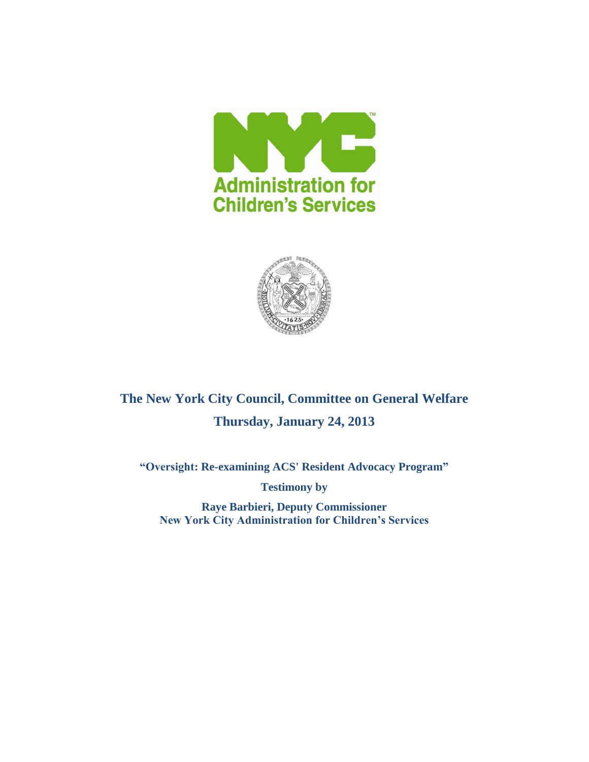NYC Administration for Children's Services

# The New York City Council, Committee on General Welfare

## Thursday, January 24, 2013

**"Oversight: Re-examining ACS' Resident Advocacy Program"**

**Testimony by**

**Raye Barbieri, Deputy Commissioner**
**New York City Administration for Children's Services**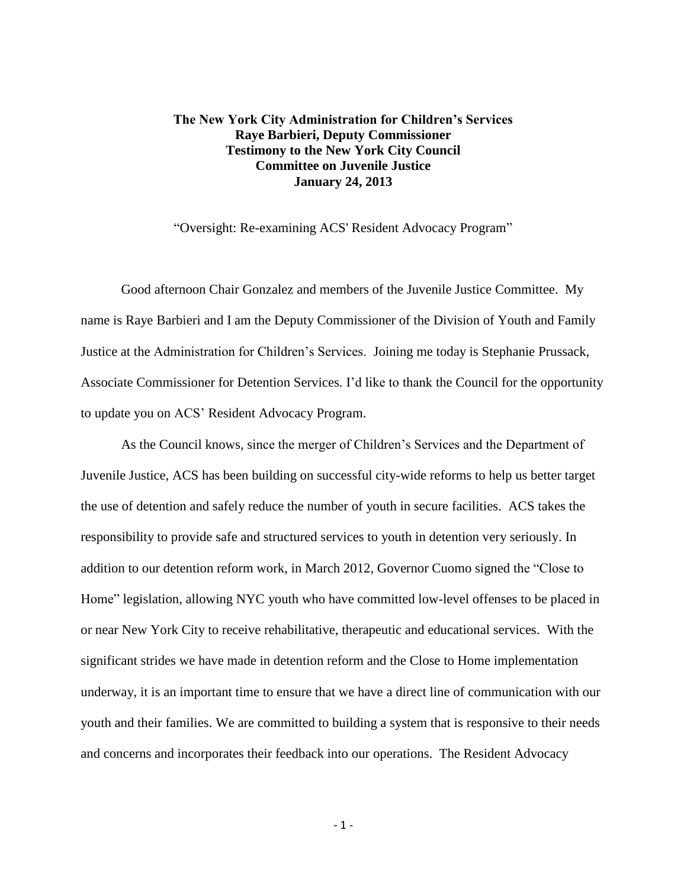**The New York City Administration for Children's Services**
**Raye Barbieri, Deputy Commissioner**
**Testimony to the New York City Council**
**Committee on Juvenile Justice**
**January 24, 2013**

"Oversight: Re-examining ACS' Resident Advocacy Program"

Good afternoon Chair Gonzalez and members of the Juvenile Justice Committee. My name is Raye Barbieri and I am the Deputy Commissioner of the Division of Youth and Family Justice at the Administration for Children's Services. Joining me today is Stephanie Prussack, Associate Commissioner for Detention Services. I'd like to thank the Council for the opportunity to update you on ACS' Resident Advocacy Program.

As the Council knows, since the merger of Children's Services and the Department of Juvenile Justice, ACS has been building on successful city-wide reforms to help us better target the use of detention and safely reduce the number of youth in secure facilities. ACS takes the responsibility to provide safe and structured services to youth in detention very seriously. In addition to our detention reform work, in March 2012, Governor Cuomo signed the "Close to Home" legislation, allowing NYC youth who have committed low-level offenses to be placed in or near New York City to receive rehabilitative, therapeutic and educational services. With the significant strides we have made in detention reform and the Close to Home implementation underway, it is an important time to ensure that we have a direct line of communication with our youth and their families. We are committed to building a system that is responsive to their needs and concerns and incorporates their feedback into our operations. The Resident Advocacy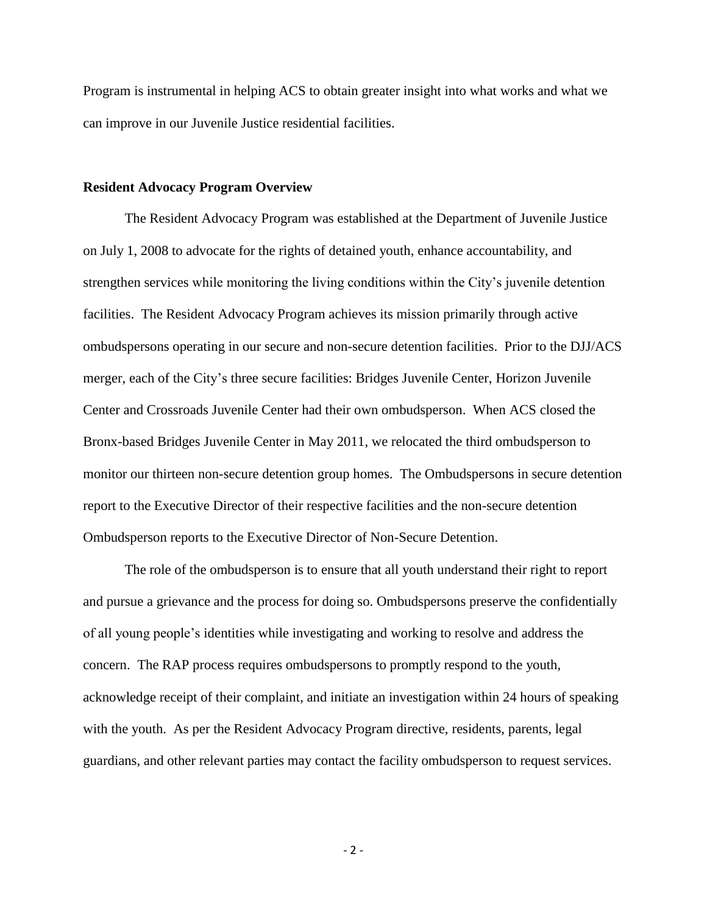Program is instrumental in helping ACS to obtain greater insight into what works and what we can improve in our Juvenile Justice residential facilities.

**Resident Advocacy Program Overview**

The Resident Advocacy Program was established at the Department of Juvenile Justice on July 1, 2008 to advocate for the rights of detained youth, enhance accountability, and strengthen services while monitoring the living conditions within the City's juvenile detention facilities. The Resident Advocacy Program achieves its mission primarily through active ombudspersons operating in our secure and non-secure detention facilities. Prior to the DJJ/ACS merger, each of the City's three secure facilities: Bridges Juvenile Center, Horizon Juvenile Center and Crossroads Juvenile Center had their own ombudsperson. When ACS closed the Bronx-based Bridges Juvenile Center in May 2011, we relocated the third ombudsperson to monitor our thirteen non-secure detention group homes. The Ombudspersons in secure detention report to the Executive Director of their respective facilities and the non-secure detention Ombudsperson reports to the Executive Director of Non-Secure Detention.

The role of the ombudsperson is to ensure that all youth understand their right to report and pursue a grievance and the process for doing so. Ombudspersons preserve the confidentially of all young people's identities while investigating and working to resolve and address the concern. The RAP process requires ombudspersons to promptly respond to the youth, acknowledge receipt of their complaint, and initiate an investigation within 24 hours of speaking with the youth. As per the Resident Advocacy Program directive, residents, parents, legal guardians, and other relevant parties may contact the facility ombudsperson to request services.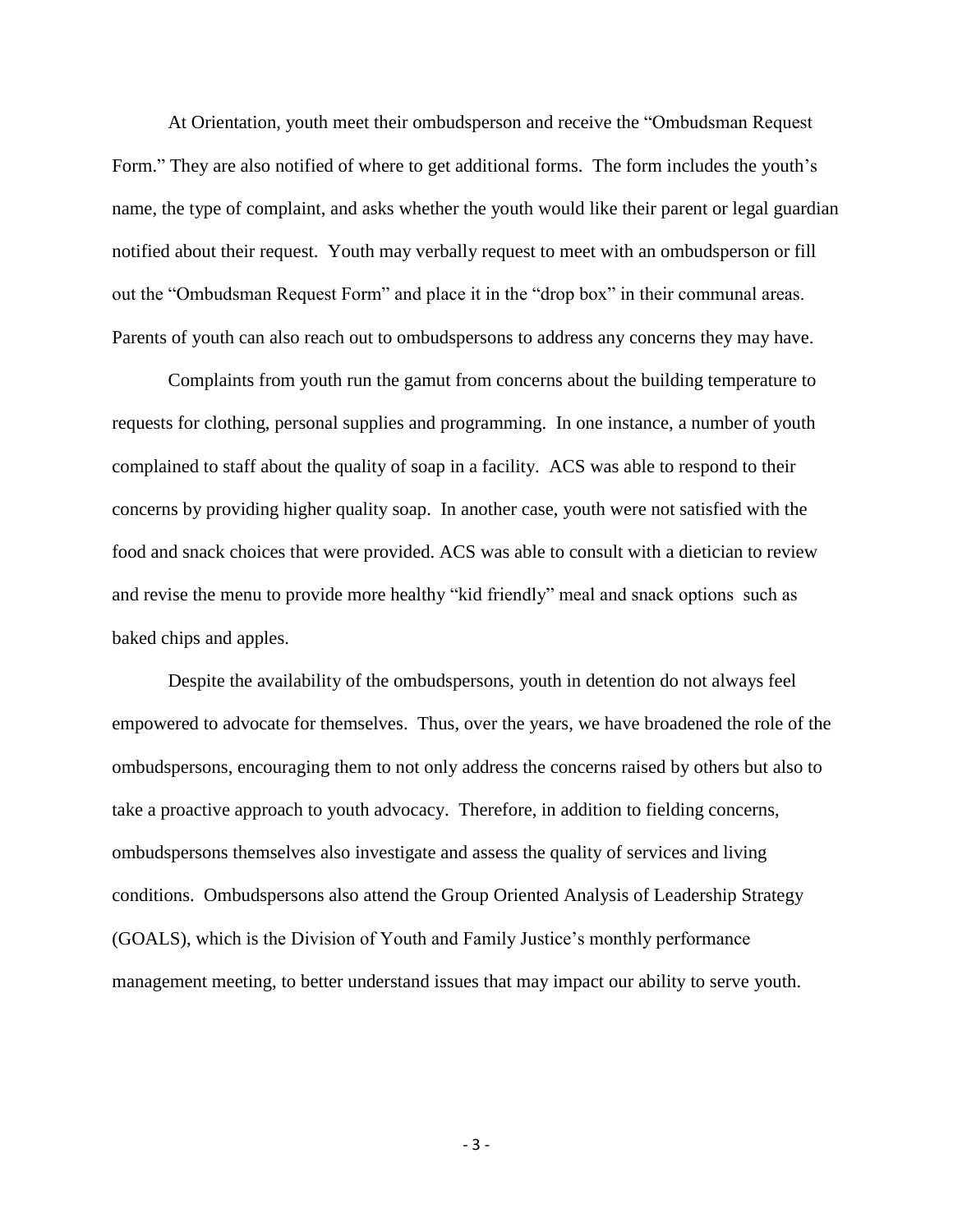At Orientation, youth meet their ombudsperson and receive the "Ombudsman Request Form." They are also notified of where to get additional forms. The form includes the youth's name, the type of complaint, and asks whether the youth would like their parent or legal guardian notified about their request. Youth may verbally request to meet with an ombudsperson or fill out the "Ombudsman Request Form" and place it in the "drop box" in their communal areas. Parents of youth can also reach out to ombudspersons to address any concerns they may have.

Complaints from youth run the gamut from concerns about the building temperature to requests for clothing, personal supplies and programming. In one instance, a number of youth complained to staff about the quality of soap in a facility. ACS was able to respond to their concerns by providing higher quality soap. In another case, youth were not satisfied with the food and snack choices that were provided. ACS was able to consult with a dietician to review and revise the menu to provide more healthy "kid friendly" meal and snack options such as baked chips and apples.

Despite the availability of the ombudspersons, youth in detention do not always feel empowered to advocate for themselves. Thus, over the years, we have broadened the role of the ombudspersons, encouraging them to not only address the concerns raised by others but also to take a proactive approach to youth advocacy. Therefore, in addition to fielding concerns, ombudspersons themselves also investigate and assess the quality of services and living conditions. Ombudspersons also attend the Group Oriented Analysis of Leadership Strategy (GOALS), which is the Division of Youth and Family Justice's monthly performance management meeting, to better understand issues that may impact our ability to serve youth.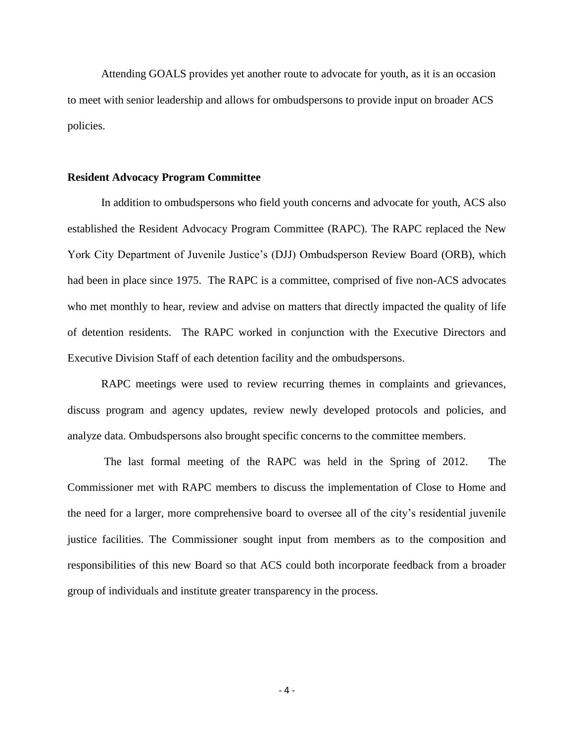Attending GOALS provides yet another route to advocate for youth, as it is an occasion to meet with senior leadership and allows for ombudspersons to provide input on broader ACS policies.

**Resident Advocacy Program Committee**

In addition to ombudspersons who field youth concerns and advocate for youth, ACS also established the Resident Advocacy Program Committee (RAPC). The RAPC replaced the New York City Department of Juvenile Justice's (DJJ) Ombudsperson Review Board (ORB), which had been in place since 1975. The RAPC is a committee, comprised of five non-ACS advocates who met monthly to hear, review and advise on matters that directly impacted the quality of life of detention residents. The RAPC worked in conjunction with the Executive Directors and Executive Division Staff of each detention facility and the ombudspersons.

RAPC meetings were used to review recurring themes in complaints and grievances, discuss program and agency updates, review newly developed protocols and policies, and analyze data. Ombudspersons also brought specific concerns to the committee members.

The last formal meeting of the RAPC was held in the Spring of 2012. The Commissioner met with RAPC members to discuss the implementation of Close to Home and the need for a larger, more comprehensive board to oversee all of the city's residential juvenile justice facilities. The Commissioner sought input from members as to the composition and responsibilities of this new Board so that ACS could both incorporate feedback from a broader group of individuals and institute greater transparency in the process.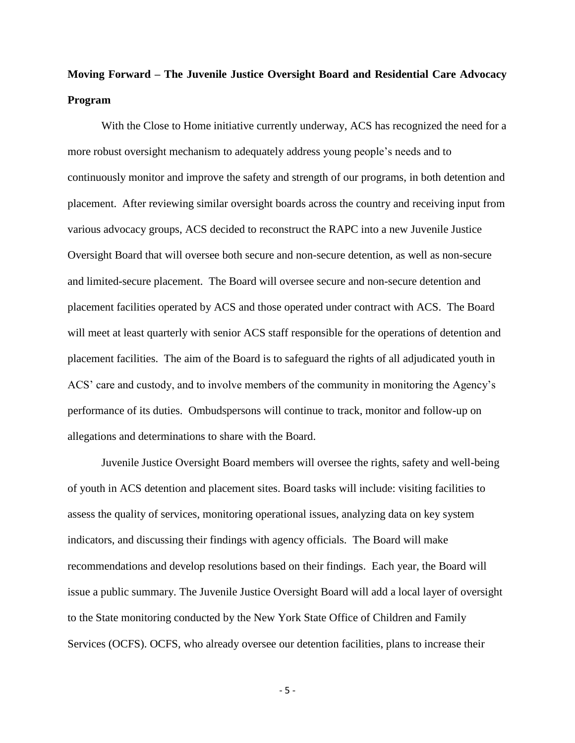## Moving Forward – The Juvenile Justice Oversight Board and Residential Care Advocacy Program

With the Close to Home initiative currently underway, ACS has recognized the need for a more robust oversight mechanism to adequately address young people's needs and to continuously monitor and improve the safety and strength of our programs, in both detention and placement. After reviewing similar oversight boards across the country and receiving input from various advocacy groups, ACS decided to reconstruct the RAPC into a new Juvenile Justice Oversight Board that will oversee both secure and non-secure detention, as well as non-secure and limited-secure placement. The Board will oversee secure and non-secure detention and placement facilities operated by ACS and those operated under contract with ACS. The Board will meet at least quarterly with senior ACS staff responsible for the operations of detention and placement facilities. The aim of the Board is to safeguard the rights of all adjudicated youth in ACS' care and custody, and to involve members of the community in monitoring the Agency's performance of its duties. Ombudspersons will continue to track, monitor and follow-up on allegations and determinations to share with the Board.

Juvenile Justice Oversight Board members will oversee the rights, safety and well-being of youth in ACS detention and placement sites. Board tasks will include: visiting facilities to assess the quality of services, monitoring operational issues, analyzing data on key system indicators, and discussing their findings with agency officials. The Board will make recommendations and develop resolutions based on their findings. Each year, the Board will issue a public summary. The Juvenile Justice Oversight Board will add a local layer of oversight to the State monitoring conducted by the New York State Office of Children and Family Services (OCFS). OCFS, who already oversee our detention facilities, plans to increase their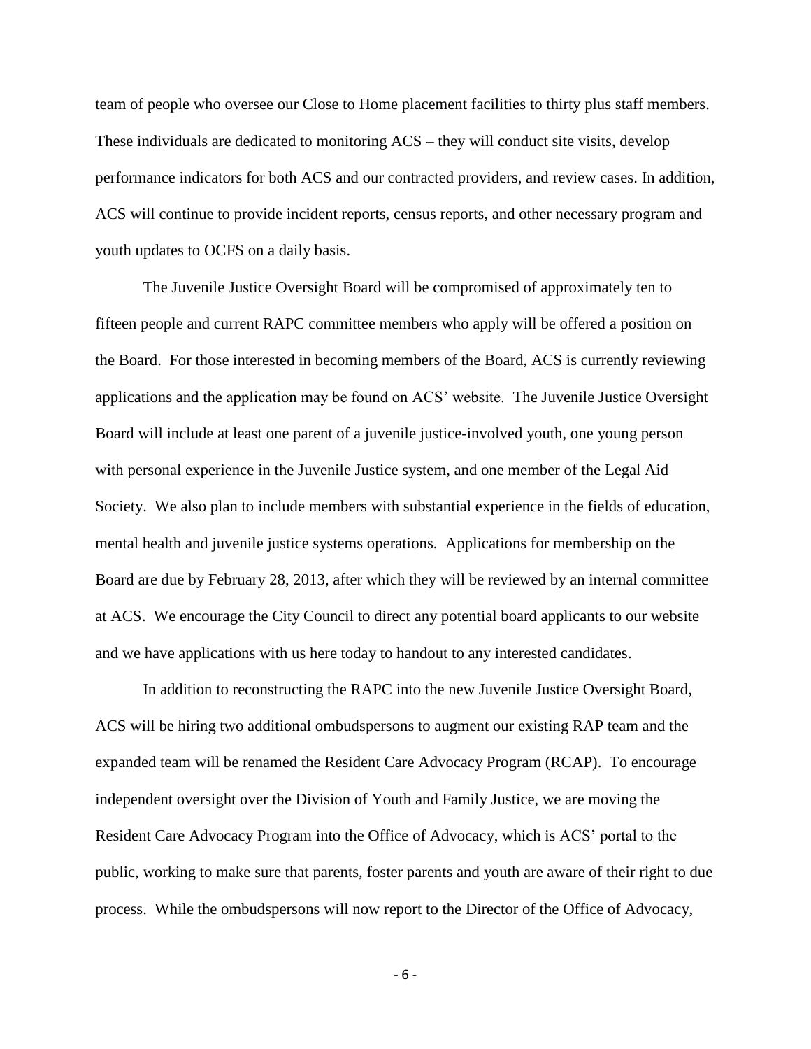team of people who oversee our Close to Home placement facilities to thirty plus staff members. These individuals are dedicated to monitoring ACS – they will conduct site visits, develop performance indicators for both ACS and our contracted providers, and review cases. In addition, ACS will continue to provide incident reports, census reports, and other necessary program and youth updates to OCFS on a daily basis.

The Juvenile Justice Oversight Board will be compromised of approximately ten to fifteen people and current RAPC committee members who apply will be offered a position on the Board. For those interested in becoming members of the Board, ACS is currently reviewing applications and the application may be found on ACS' website. The Juvenile Justice Oversight Board will include at least one parent of a juvenile justice-involved youth, one young person with personal experience in the Juvenile Justice system, and one member of the Legal Aid Society. We also plan to include members with substantial experience in the fields of education, mental health and juvenile justice systems operations. Applications for membership on the Board are due by February 28, 2013, after which they will be reviewed by an internal committee at ACS. We encourage the City Council to direct any potential board applicants to our website and we have applications with us here today to handout to any interested candidates.

In addition to reconstructing the RAPC into the new Juvenile Justice Oversight Board, ACS will be hiring two additional ombudspersons to augment our existing RAP team and the expanded team will be renamed the Resident Care Advocacy Program (RCAP). To encourage independent oversight over the Division of Youth and Family Justice, we are moving the Resident Care Advocacy Program into the Office of Advocacy, which is ACS' portal to the public, working to make sure that parents, foster parents and youth are aware of their right to due process. While the ombudspersons will now report to the Director of the Office of Advocacy,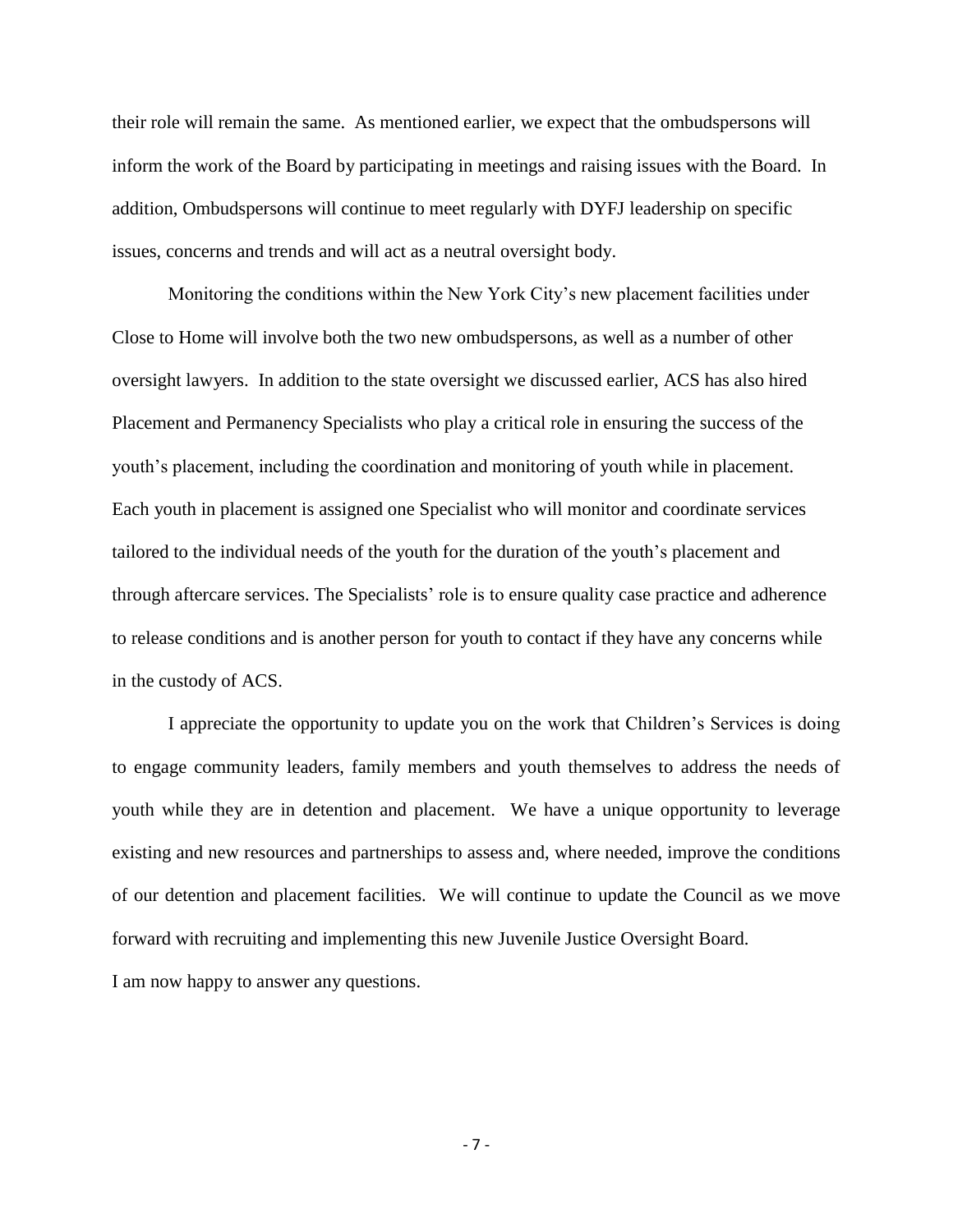their role will remain the same. As mentioned earlier, we expect that the ombudspersons will inform the work of the Board by participating in meetings and raising issues with the Board. In addition, Ombudspersons will continue to meet regularly with DYFJ leadership on specific issues, concerns and trends and will act as a neutral oversight body.

Monitoring the conditions within the New York City's new placement facilities under Close to Home will involve both the two new ombudspersons, as well as a number of other oversight lawyers. In addition to the state oversight we discussed earlier, ACS has also hired Placement and Permanency Specialists who play a critical role in ensuring the success of the youth's placement, including the coordination and monitoring of youth while in placement. Each youth in placement is assigned one Specialist who will monitor and coordinate services tailored to the individual needs of the youth for the duration of the youth's placement and through aftercare services. The Specialists' role is to ensure quality case practice and adherence to release conditions and is another person for youth to contact if they have any concerns while in the custody of ACS.

I appreciate the opportunity to update you on the work that Children's Services is doing to engage community leaders, family members and youth themselves to address the needs of youth while they are in detention and placement. We have a unique opportunity to leverage existing and new resources and partnerships to assess and, where needed, improve the conditions of our detention and placement facilities. We will continue to update the Council as we move forward with recruiting and implementing this new Juvenile Justice Oversight Board.

I am now happy to answer any questions.